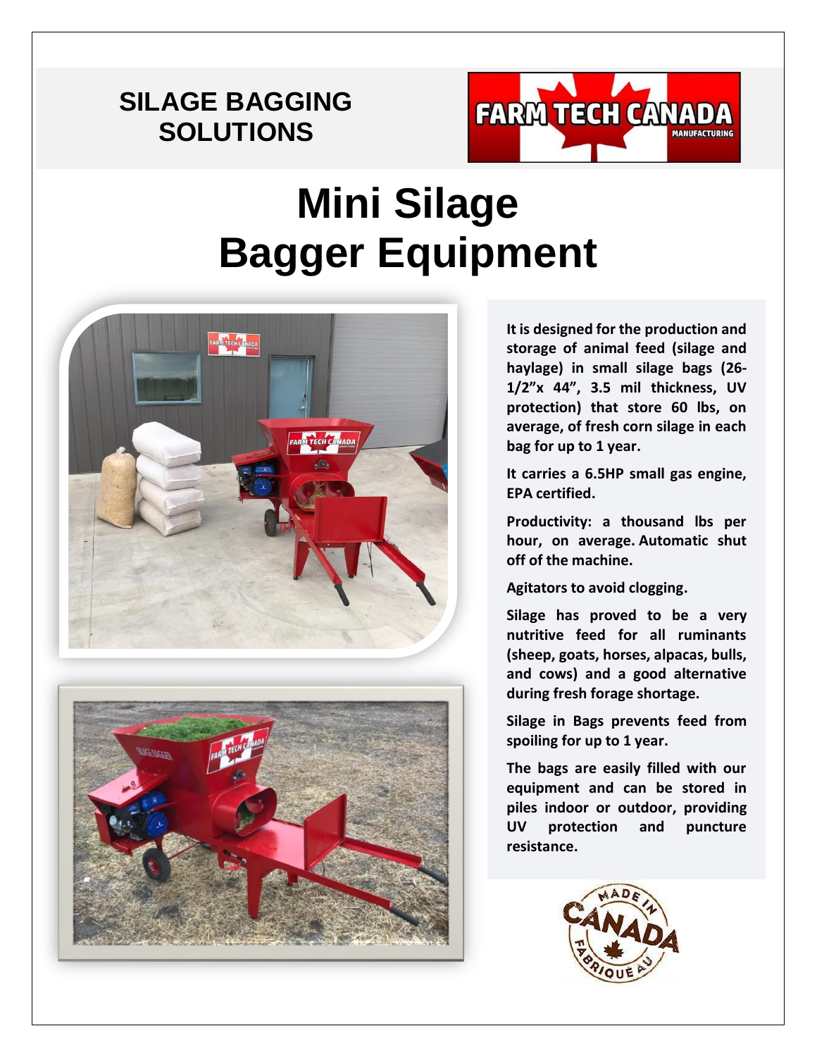# SILAGE BAGGING SOLUTIONS

# Mini Silage Bagger Equipment

**It is designed for the production and storage of animal feed (silage and haylage) in small silage bags (26-1/2"x 44", 3.5 mil thickness, UV protection) that store 60 lbs, on average, of fresh corn silage in each bag for up to 1 year.**

**It carries a 6.5HP small gas engine, EPA certified.**

**Productivity: a thousand lbs per hour, on average. Automatic shut off of the machine.**

**Agitators to avoid clogging.**

**Silage has proved to be a very nutritive feed for all ruminants (sheep, goats, horses, alpacas, bulls, and cows) and a good alternative during fresh forage shortage.**

**Silage in Bags prevents feed from spoiling for up to 1 year.**

**The bags are easily filled with our equipment and can be stored in piles indoor or outdoor, providing UV protection and puncture resistance.**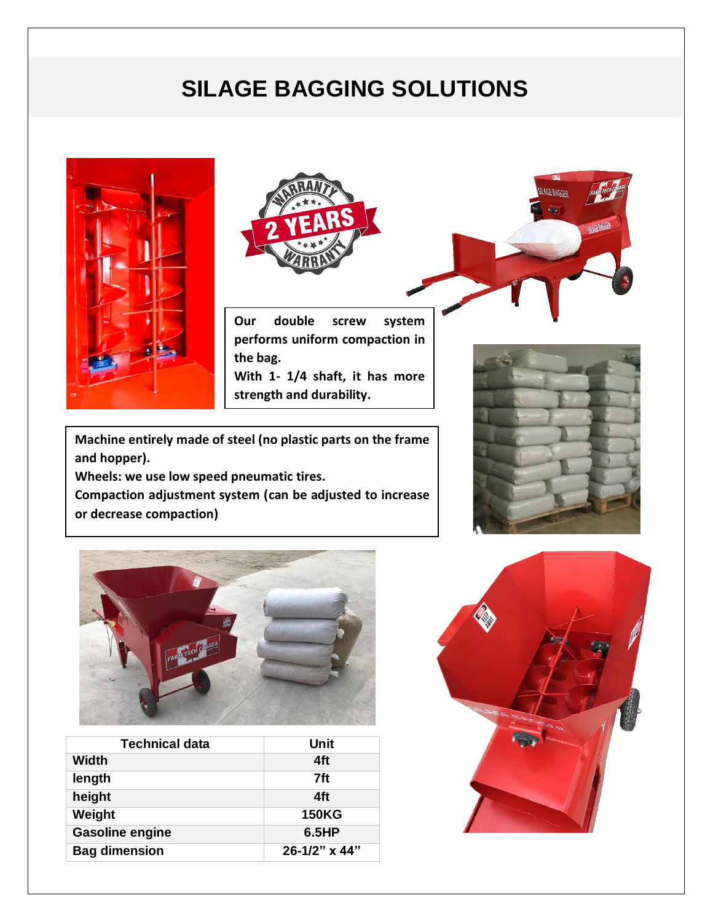# SILAGE BAGGING SOLUTIONS

**Our double screw system performs uniform compaction in the bag.**
**With 1- 1/4 shaft, it has more strength and durability.**

**Machine entirely made of steel (no plastic parts on the frame and hopper).**
**Wheels: we use low speed pneumatic tires.**
**Compaction adjustment system (can be adjusted to increase or decrease compaction)**

| Technical data | Unit |
| --- | --- |
| Width | 4ft |
| length | 7ft |
| height | 4ft |
| Weight | 150KG |
| Gasoline engine | 6.5HP |
| Bag dimension | 26-1/2" x 44" |